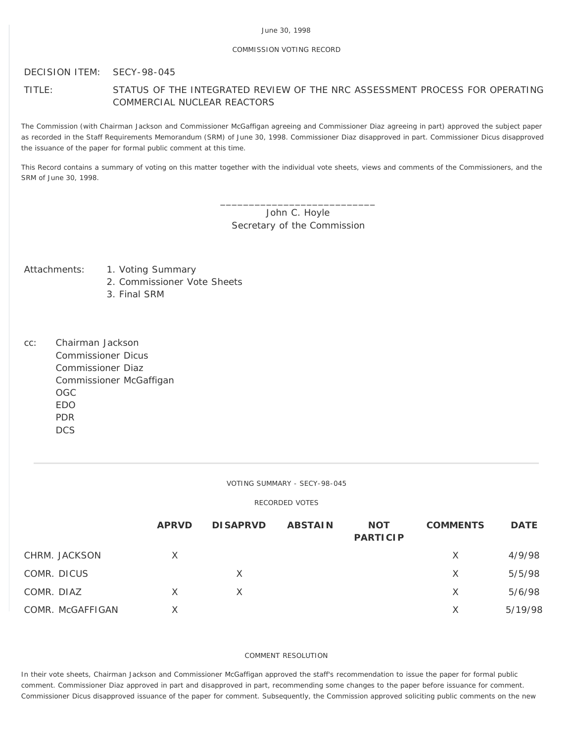June 30, 1998

COMMISSION VOTING RECORD

DECISION ITEM: SECY-98-045

TITLE: STATUS OF THE INTEGRATED REVIEW OF THE NRC ASSESSMENT PROCESS FOR OPERATING COMMERCIAL NUCLEAR REACTORS

The Commission (with Chairman Jackson and Commissioner McGaffigan agreeing and Commissioner Diaz agreeing in part) approved the subject paper as recorded in the Staff Requirements Memorandum (SRM) of June 30, 1998. Commissioner Diaz disapproved in part. Commissioner Dicus disapproved the issuance of the paper for formal public comment at this time.

This Record contains a summary of voting on this matter together with the individual vote sheets, views and comments of the Commissioners, and the SRM of June 30, 1998.

\_\_\_\_\_\_\_\_\_\_\_\_\_\_\_\_\_\_\_\_\_\_\_\_\_\_\_\_
John C. Hoyle
Secretary of the Commission

Attachments:
1. Voting Summary
2. Commissioner Vote Sheets
3. Final SRM

cc:
Chairman Jackson
Commissioner Dicus
Commissioner Diaz
Commissioner McGaffigan
OGC
EDO
PDR
DCS

---

VOTING SUMMARY - SECY-98-045

RECORDED VOTES

| | APRVD | DISAPRVD | ABSTAIN | NOT PARTICIP | COMMENTS | DATE |
|---|---|---|---|---|---|---|
| CHRM. JACKSON | X | | | | X | 4/9/98 |
| COMR. DICUS | | X | | | X | 5/5/98 |
| COMR. DIAZ | X | X | | | X | 5/6/98 |
| COMR. McGAFFIGAN | X | | | | X | 5/19/98 |

COMMENT RESOLUTION

In their vote sheets, Chairman Jackson and Commissioner McGaffigan approved the staff's recommendation to issue the paper for formal public comment. Commissioner Diaz approved in part and disapproved in part, recommending some changes to the paper before issuance for comment. Commissioner Dicus disapproved issuance of the paper for comment. Subsequently, the Commission approved soliciting public comments on the new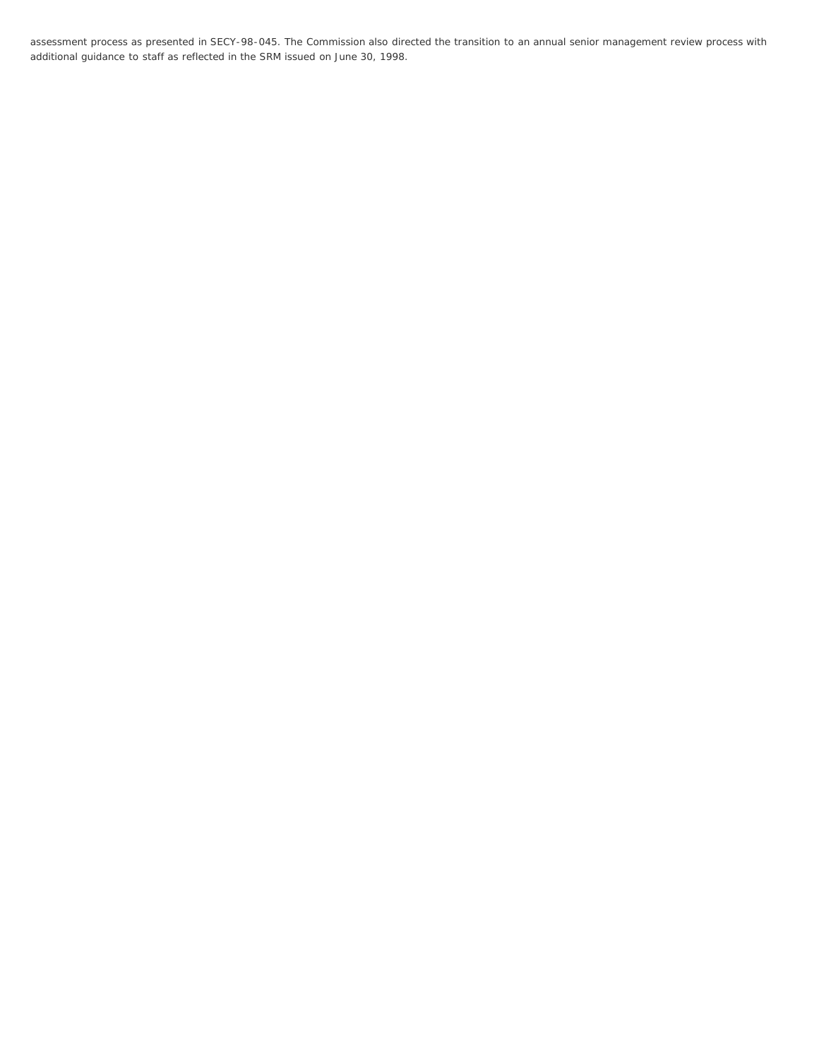assessment process as presented in SECY-98-045. The Commission also directed the transition to an annual senior management review process with additional guidance to staff as reflected in the SRM issued on June 30, 1998.